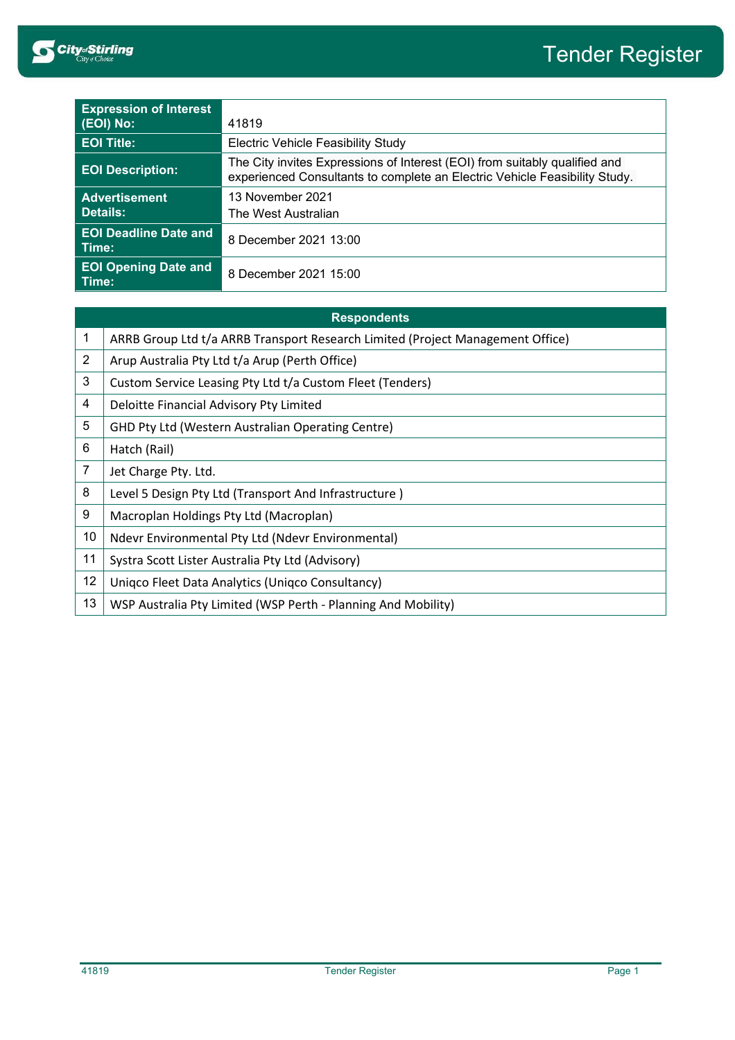# Tender Register

| Expression of Interest (EOI) No: | 41819 |
|---|---|
| EOI Title: | Electric Vehicle Feasibility Study |
| EOI Description: | The City invites Expressions of Interest (EOI) from suitably qualified and experienced Consultants to complete an Electric Vehicle Feasibility Study. |
| Advertisement Details: | 13 November 2021<br>The West Australian |
| EOI Deadline Date and Time: | 8 December 2021 13:00 |
| EOI Opening Date and Time: | 8 December 2021 15:00 |

| Respondents | |
|---|---|
| 1 | ARRB Group Ltd t/a ARRB Transport Research Limited (Project Management Office) |
| 2 | Arup Australia Pty Ltd t/a Arup (Perth Office) |
| 3 | Custom Service Leasing Pty Ltd t/a Custom Fleet (Tenders) |
| 4 | Deloitte Financial Advisory Pty Limited |
| 5 | GHD Pty Ltd (Western Australian Operating Centre) |
| 6 | Hatch (Rail) |
| 7 | Jet Charge Pty. Ltd. |
| 8 | Level 5 Design Pty Ltd (Transport And Infrastructure ) |
| 9 | Macroplan Holdings Pty Ltd (Macroplan) |
| 10 | Ndevr Environmental Pty Ltd (Ndevr Environmental) |
| 11 | Systra Scott Lister Australia Pty Ltd (Advisory) |
| 12 | Uniqco Fleet Data Analytics (Uniqco Consultancy) |
| 13 | WSP Australia Pty Limited (WSP Perth - Planning And Mobility) |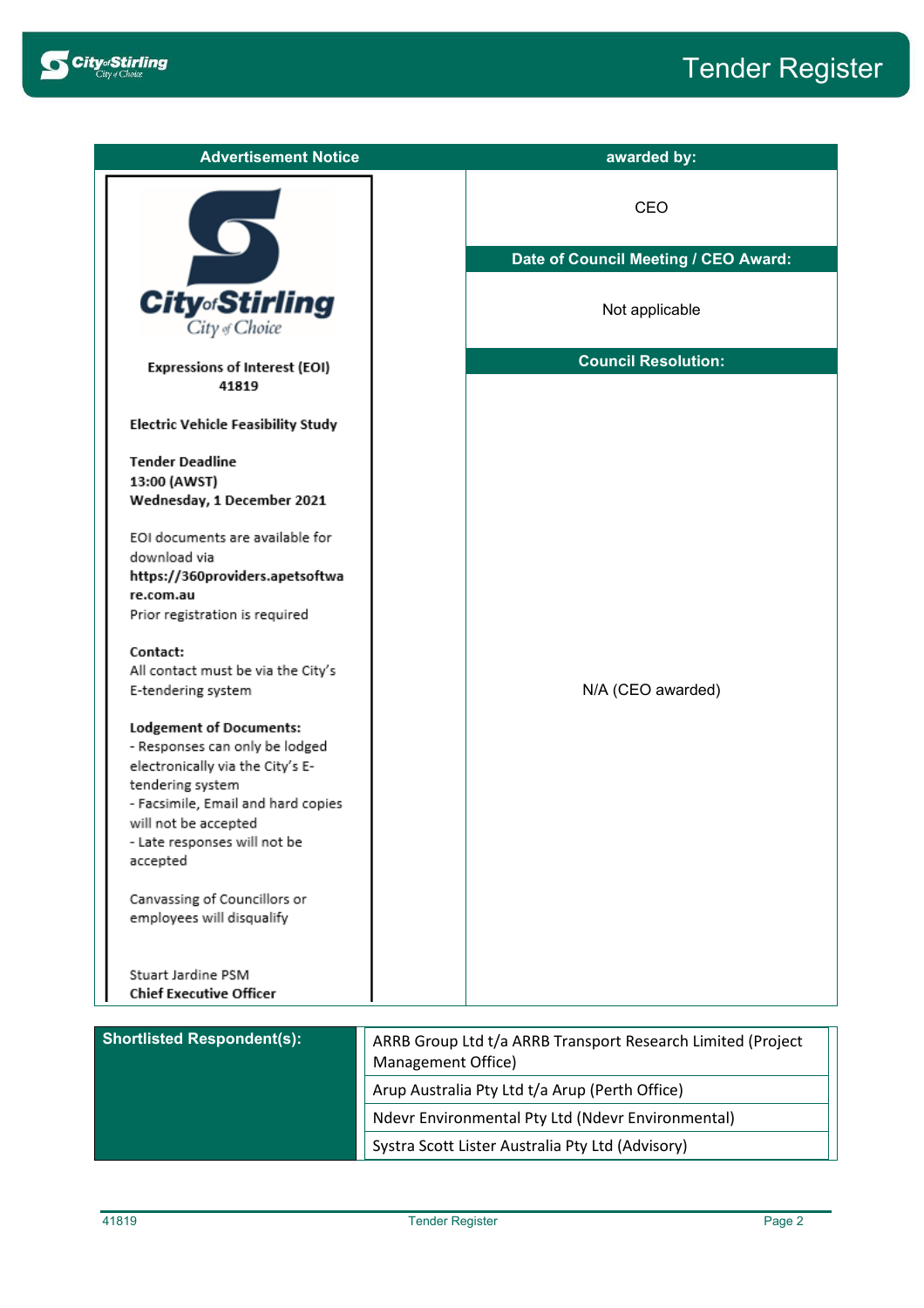| Advertisement Notice | awarded by: |
|---|---|
| City of Stirling<br>City of Choice<br><br>**Expressions of Interest (EOI) 41819**<br><br>**Electric Vehicle Feasibility Study**<br><br>**Tender Deadline**<br>**13:00 (AWST)**<br>**Wednesday, 1 December 2021**<br><br>EOI documents are available for download via **https://360providers.apetsoftware.com.au**<br>Prior registration is required<br><br>**Contact:**<br>All contact must be via the City's E-tendering system<br><br>**Lodgement of Documents:**<br>- Responses can only be lodged electronically via the City's E-tendering system<br>- Facsimile, Email and hard copies will not be accepted<br>- Late responses will not be accepted<br><br>Canvassing of Councillors or employees will disqualify<br><br>Stuart Jardine PSM<br>**Chief Executive Officer** | CEO<br><br>**Date of Council Meeting / CEO Award:**<br><br>Not applicable<br><br>**Council Resolution:**<br><br>N/A (CEO awarded) |

| Shortlisted Respondent(s): | |
|---|---|
| | ARRB Group Ltd t/a ARRB Transport Research Limited (Project Management Office) |
| | Arup Australia Pty Ltd t/a Arup (Perth Office) |
| | Ndevr Environmental Pty Ltd (Ndevr Environmental) |
| | Systra Scott Lister Australia Pty Ltd (Advisory) |